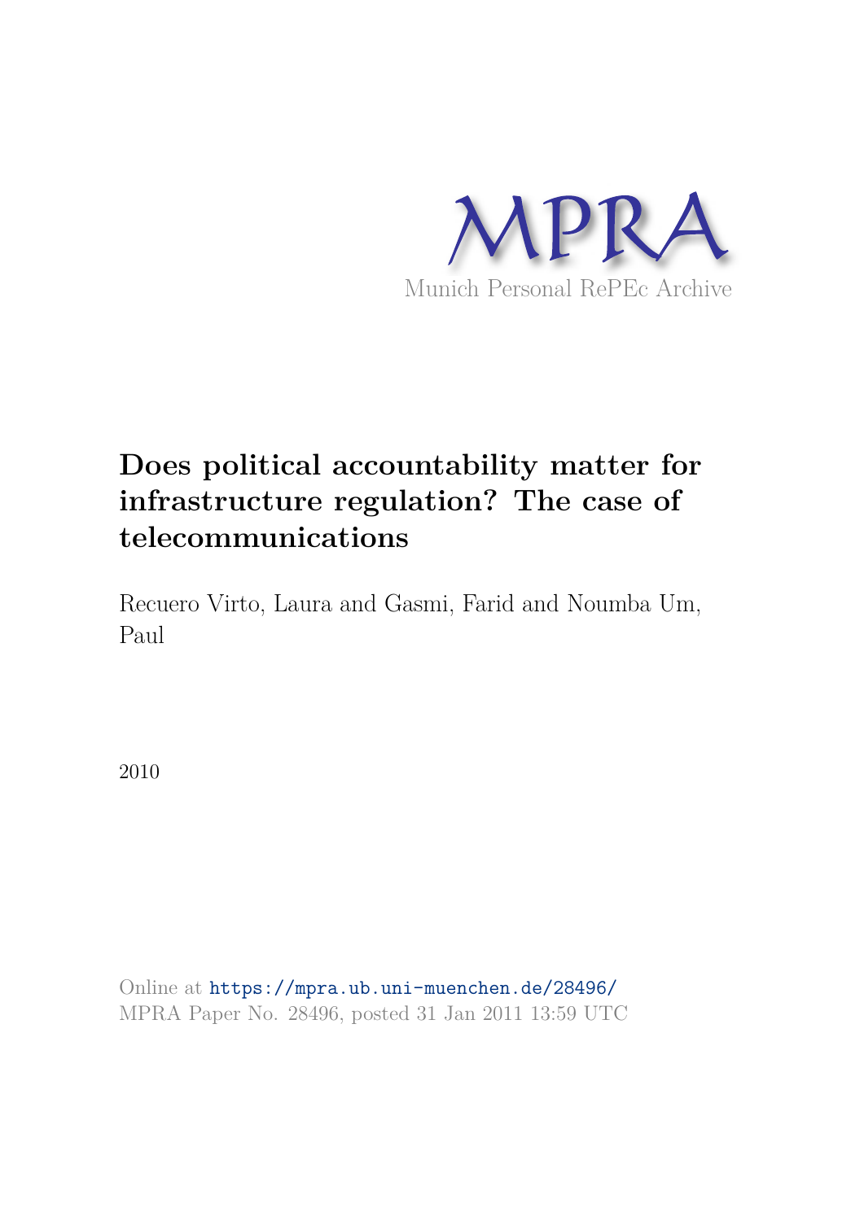MPRA

Munich Personal RePEc Archive

# Does political accountability matter for infrastructure regulation? The case of telecommunications

Recuero Virto, Laura and Gasmi, Farid and Noumba Um, Paul

2010

Online at https://mpra.ub.uni-muenchen.de/28496/
MPRA Paper No. 28496, posted 31 Jan 2011 13:59 UTC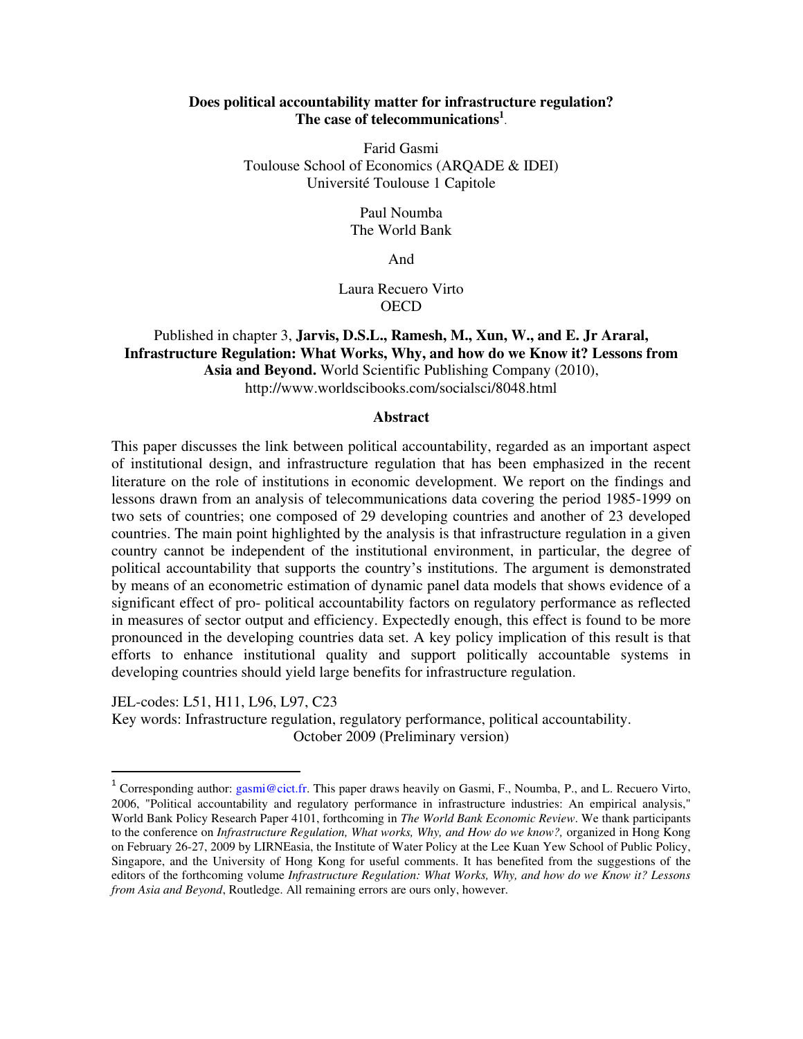**Does political accountability matter for infrastructure regulation? The case of telecommunications[1].**

Farid Gasmi
Toulouse School of Economics (ARQADE & IDEI)
Université Toulouse 1 Capitole

Paul Noumba
The World Bank

And

Laura Recuero Virto
OECD

Published in chapter 3, **Jarvis, D.S.L., Ramesh, M., Xun, W., and E. Jr Araral, Infrastructure Regulation: What Works, Why, and how do we Know it? Lessons from Asia and Beyond.** World Scientific Publishing Company (2010), http://www.worldscibooks.com/socialsci/8048.html

## Abstract

This paper discusses the link between political accountability, regarded as an important aspect of institutional design, and infrastructure regulation that has been emphasized in the recent literature on the role of institutions in economic development. We report on the findings and lessons drawn from an analysis of telecommunications data covering the period 1985-1999 on two sets of countries; one composed of 29 developing countries and another of 23 developed countries. The main point highlighted by the analysis is that infrastructure regulation in a given country cannot be independent of the institutional environment, in particular, the degree of political accountability that supports the country's institutions. The argument is demonstrated by means of an econometric estimation of dynamic panel data models that shows evidence of a significant effect of pro- political accountability factors on regulatory performance as reflected in measures of sector output and efficiency. Expectedly enough, this effect is found to be more pronounced in the developing countries data set. A key policy implication of this result is that efforts to enhance institutional quality and support politically accountable systems in developing countries should yield large benefits for infrastructure regulation.

JEL-codes: L51, H11, L96, L97, C23

Key words: Infrastructure regulation, regulatory performance, political accountability.

October 2009 (Preliminary version)

---

[1] Corresponding author: gasmi@cict.fr. This paper draws heavily on Gasmi, F., Noumba, P., and L. Recuero Virto, 2006, "Political accountability and regulatory performance in infrastructure industries: An empirical analysis," World Bank Policy Research Paper 4101, forthcoming in *The World Bank Economic Review*. We thank participants to the conference on *Infrastructure Regulation, What works, Why, and How do we know?,* organized in Hong Kong on February 26-27, 2009 by LIRNEasia, the Institute of Water Policy at the Lee Kuan Yew School of Public Policy, Singapore, and the University of Hong Kong for useful comments. It has benefited from the suggestions of the editors of the forthcoming volume *Infrastructure Regulation: What Works, Why, and how do we Know it? Lessons from Asia and Beyond*, Routledge. All remaining errors are ours only, however.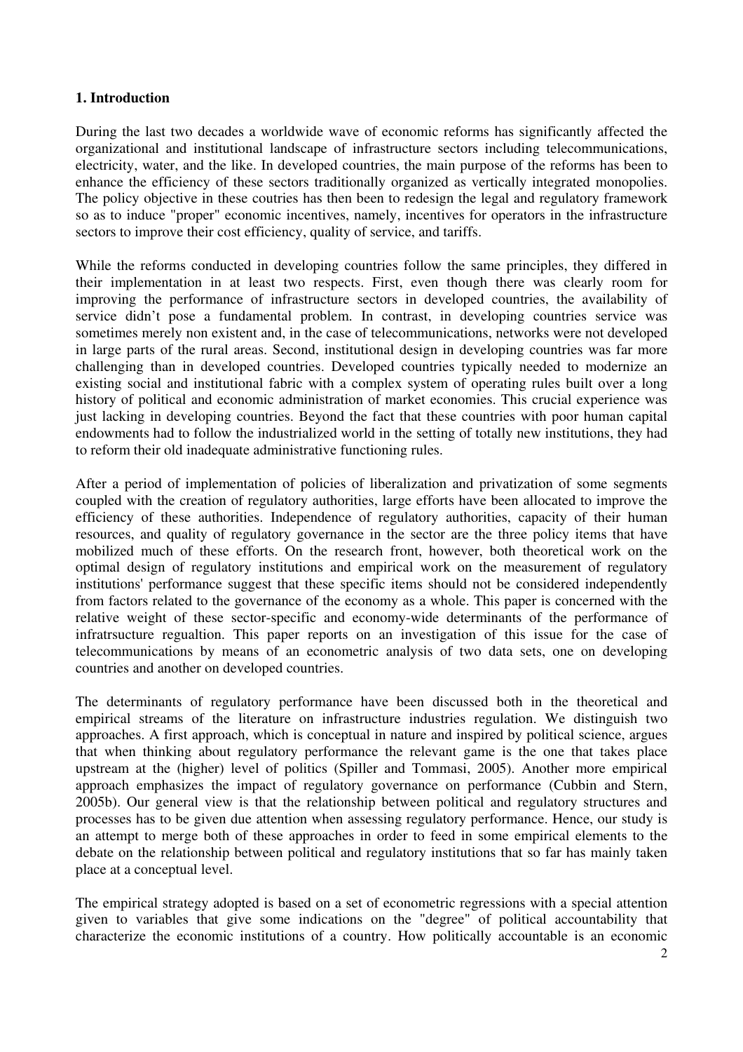## 1. Introduction

During the last two decades a worldwide wave of economic reforms has significantly affected the organizational and institutional landscape of infrastructure sectors including telecommunications, electricity, water, and the like. In developed countries, the main purpose of the reforms has been to enhance the efficiency of these sectors traditionally organized as vertically integrated monopolies. The policy objective in these coutries has then been to redesign the legal and regulatory framework so as to induce "proper" economic incentives, namely, incentives for operators in the infrastructure sectors to improve their cost efficiency, quality of service, and tariffs.

While the reforms conducted in developing countries follow the same principles, they differed in their implementation in at least two respects. First, even though there was clearly room for improving the performance of infrastructure sectors in developed countries, the availability of service didn't pose a fundamental problem. In contrast, in developing countries service was sometimes merely non existent and, in the case of telecommunications, networks were not developed in large parts of the rural areas. Second, institutional design in developing countries was far more challenging than in developed countries. Developed countries typically needed to modernize an existing social and institutional fabric with a complex system of operating rules built over a long history of political and economic administration of market economies. This crucial experience was just lacking in developing countries. Beyond the fact that these countries with poor human capital endowments had to follow the industrialized world in the setting of totally new institutions, they had to reform their old inadequate administrative functioning rules.

After a period of implementation of policies of liberalization and privatization of some segments coupled with the creation of regulatory authorities, large efforts have been allocated to improve the efficiency of these authorities. Independence of regulatory authorities, capacity of their human resources, and quality of regulatory governance in the sector are the three policy items that have mobilized much of these efforts. On the research front, however, both theoretical work on the optimal design of regulatory institutions and empirical work on the measurement of regulatory institutions' performance suggest that these specific items should not be considered independently from factors related to the governance of the economy as a whole. This paper is concerned with the relative weight of these sector-specific and economy-wide determinants of the performance of infratrsucture regualtion. This paper reports on an investigation of this issue for the case of telecommunications by means of an econometric analysis of two data sets, one on developing countries and another on developed countries.

The determinants of regulatory performance have been discussed both in the theoretical and empirical streams of the literature on infrastructure industries regulation. We distinguish two approaches. A first approach, which is conceptual in nature and inspired by political science, argues that when thinking about regulatory performance the relevant game is the one that takes place upstream at the (higher) level of politics (Spiller and Tommasi, 2005). Another more empirical approach emphasizes the impact of regulatory governance on performance (Cubbin and Stern, 2005b). Our general view is that the relationship between political and regulatory structures and processes has to be given due attention when assessing regulatory performance. Hence, our study is an attempt to merge both of these approaches in order to feed in some empirical elements to the debate on the relationship between political and regulatory institutions that so far has mainly taken place at a conceptual level.

The empirical strategy adopted is based on a set of econometric regressions with a special attention given to variables that give some indications on the "degree" of political accountability that characterize the economic institutions of a country. How politically accountable is an economic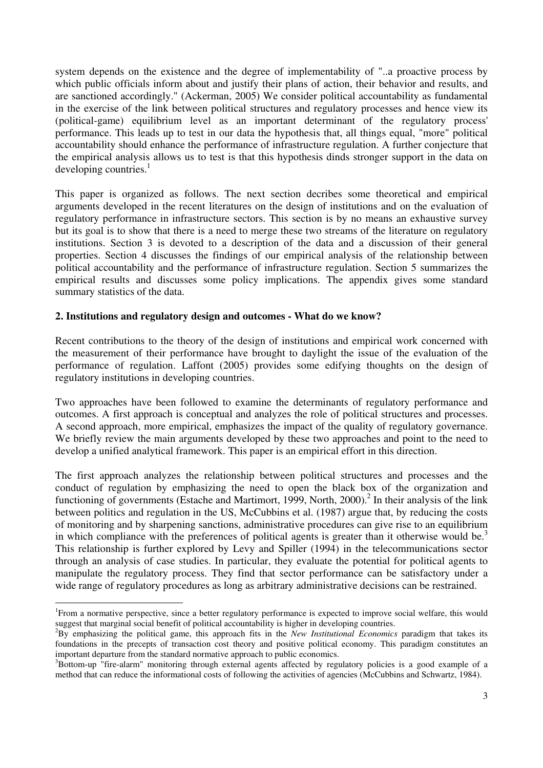system depends on the existence and the degree of implementability of "..a proactive process by which public officials inform about and justify their plans of action, their behavior and results, and are sanctioned accordingly." (Ackerman, 2005) We consider political accountability as fundamental in the exercise of the link between political structures and regulatory processes and hence view its (political-game) equilibrium level as an important determinant of the regulatory process' performance. This leads up to test in our data the hypothesis that, all things equal, "more" political accountability should enhance the performance of infrastructure regulation. A further conjecture that the empirical analysis allows us to test is that this hypothesis dinds stronger support in the data on developing countries.[1]

This paper is organized as follows. The next section decribes some theoretical and empirical arguments developed in the recent literatures on the design of institutions and on the evaluation of regulatory performance in infrastructure sectors. This section is by no means an exhaustive survey but its goal is to show that there is a need to merge these two streams of the literature on regulatory institutions. Section 3 is devoted to a description of the data and a discussion of their general properties. Section 4 discusses the findings of our empirical analysis of the relationship between political accountability and the performance of infrastructure regulation. Section 5 summarizes the empirical results and discusses some policy implications. The appendix gives some standard summary statistics of the data.

## 2. Institutions and regulatory design and outcomes - What do we know?

Recent contributions to the theory of the design of institutions and empirical work concerned with the measurement of their performance have brought to daylight the issue of the evaluation of the performance of regulation. Laffont (2005) provides some edifying thoughts on the design of regulatory institutions in developing countries.

Two approaches have been followed to examine the determinants of regulatory performance and outcomes. A first approach is conceptual and analyzes the role of political structures and processes. A second approach, more empirical, emphasizes the impact of the quality of regulatory governance. We briefly review the main arguments developed by these two approaches and point to the need to develop a unified analytical framework. This paper is an empirical effort in this direction.

The first approach analyzes the relationship between political structures and processes and the conduct of regulation by emphasizing the need to open the black box of the organization and functioning of governments (Estache and Martimort, 1999, North, 2000).[2] In their analysis of the link between politics and regulation in the US, McCubbins et al. (1987) argue that, by reducing the costs of monitoring and by sharpening sanctions, administrative procedures can give rise to an equilibrium in which compliance with the preferences of political agents is greater than it otherwise would be.[3] This relationship is further explored by Levy and Spiller (1994) in the telecommunications sector through an analysis of case studies. In particular, they evaluate the potential for political agents to manipulate the regulatory process. They find that sector performance can be satisfactory under a wide range of regulatory procedures as long as arbitrary administrative decisions can be restrained.

---

[1]From a normative perspective, since a better regulatory performance is expected to improve social welfare, this would suggest that marginal social benefit of political accountability is higher in developing countries.

[2]By emphasizing the political game, this approach fits in the *New Institutional Economics* paradigm that takes its foundations in the precepts of transaction cost theory and positive political economy. This paradigm constitutes an important departure from the standard normative approach to public economics.

[3]Bottom-up "fire-alarm" monitoring through external agents affected by regulatory policies is a good example of a method that can reduce the informational costs of following the activities of agencies (McCubbins and Schwartz, 1984).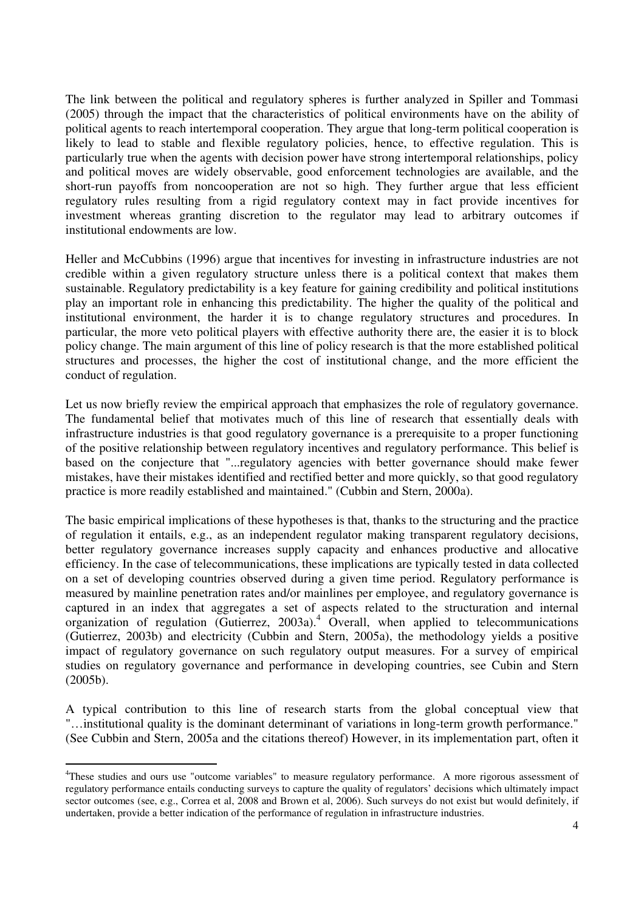The link between the political and regulatory spheres is further analyzed in Spiller and Tommasi (2005) through the impact that the characteristics of political environments have on the ability of political agents to reach intertemporal cooperation. They argue that long-term political cooperation is likely to lead to stable and flexible regulatory policies, hence, to effective regulation. This is particularly true when the agents with decision power have strong intertemporal relationships, policy and political moves are widely observable, good enforcement technologies are available, and the short-run payoffs from noncooperation are not so high. They further argue that less efficient regulatory rules resulting from a rigid regulatory context may in fact provide incentives for investment whereas granting discretion to the regulator may lead to arbitrary outcomes if institutional endowments are low.

Heller and McCubbins (1996) argue that incentives for investing in infrastructure industries are not credible within a given regulatory structure unless there is a political context that makes them sustainable. Regulatory predictability is a key feature for gaining credibility and political institutions play an important role in enhancing this predictability. The higher the quality of the political and institutional environment, the harder it is to change regulatory structures and procedures. In particular, the more veto political players with effective authority there are, the easier it is to block policy change. The main argument of this line of policy research is that the more established political structures and processes, the higher the cost of institutional change, and the more efficient the conduct of regulation.

Let us now briefly review the empirical approach that emphasizes the role of regulatory governance. The fundamental belief that motivates much of this line of research that essentially deals with infrastructure industries is that good regulatory governance is a prerequisite to a proper functioning of the positive relationship between regulatory incentives and regulatory performance. This belief is based on the conjecture that "...regulatory agencies with better governance should make fewer mistakes, have their mistakes identified and rectified better and more quickly, so that good regulatory practice is more readily established and maintained." (Cubbin and Stern, 2000a).

The basic empirical implications of these hypotheses is that, thanks to the structuring and the practice of regulation it entails, e.g., as an independent regulator making transparent regulatory decisions, better regulatory governance increases supply capacity and enhances productive and allocative efficiency. In the case of telecommunications, these implications are typically tested in data collected on a set of developing countries observed during a given time period. Regulatory performance is measured by mainline penetration rates and/or mainlines per employee, and regulatory governance is captured in an index that aggregates a set of aspects related to the structuration and internal organization of regulation (Gutierrez, 2003a).[4] Overall, when applied to telecommunications (Gutierrez, 2003b) and electricity (Cubbin and Stern, 2005a), the methodology yields a positive impact of regulatory governance on such regulatory output measures. For a survey of empirical studies on regulatory governance and performance in developing countries, see Cubin and Stern (2005b).

A typical contribution to this line of research starts from the global conceptual view that "…institutional quality is the dominant determinant of variations in long-term growth performance." (See Cubbin and Stern, 2005a and the citations thereof) However, in its implementation part, often it

[4] These studies and ours use "outcome variables" to measure regulatory performance. A more rigorous assessment of regulatory performance entails conducting surveys to capture the quality of regulators' decisions which ultimately impact sector outcomes (see, e.g., Correa et al, 2008 and Brown et al, 2006). Such surveys do not exist but would definitely, if undertaken, provide a better indication of the performance of regulation in infrastructure industries.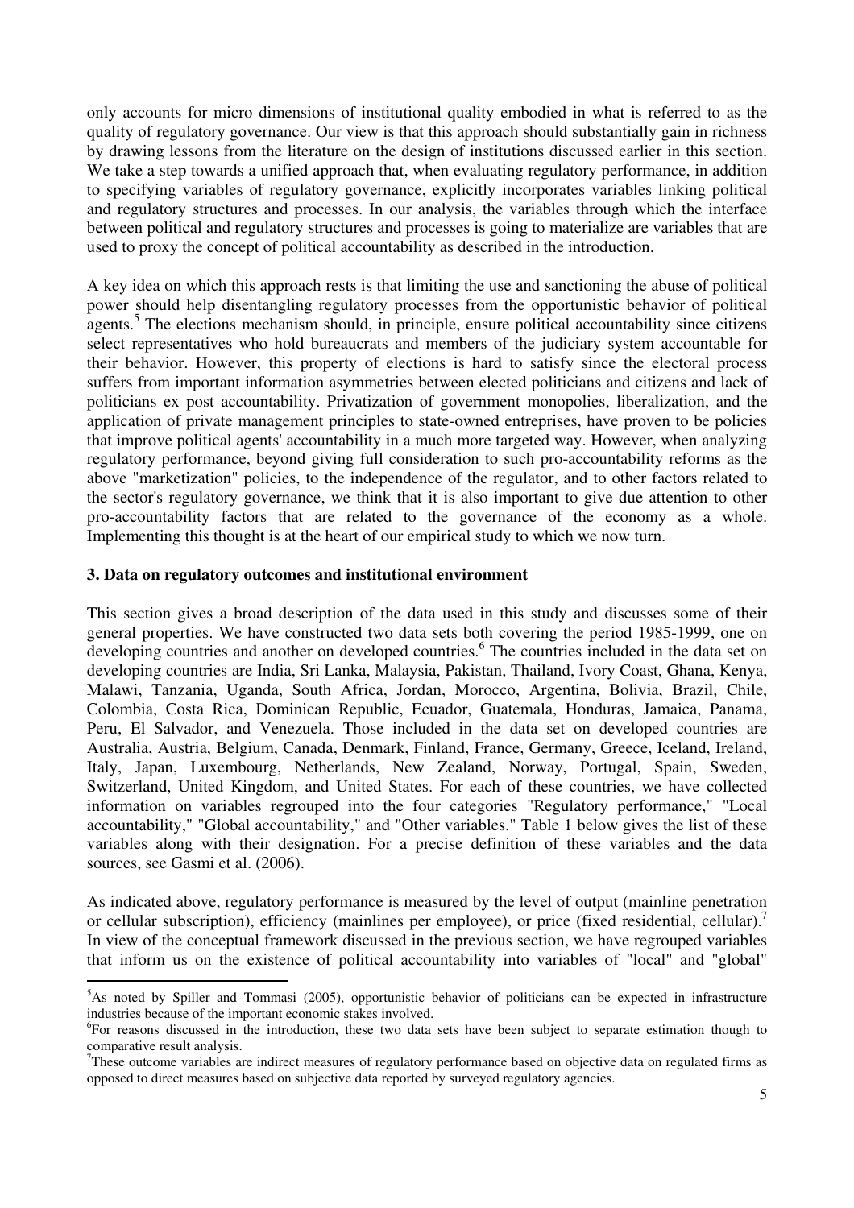only accounts for micro dimensions of institutional quality embodied in what is referred to as the quality of regulatory governance. Our view is that this approach should substantially gain in richness by drawing lessons from the literature on the design of institutions discussed earlier in this section. We take a step towards a unified approach that, when evaluating regulatory performance, in addition to specifying variables of regulatory governance, explicitly incorporates variables linking political and regulatory structures and processes. In our analysis, the variables through which the interface between political and regulatory structures and processes is going to materialize are variables that are used to proxy the concept of political accountability as described in the introduction.

A key idea on which this approach rests is that limiting the use and sanctioning the abuse of political power should help disentangling regulatory processes from the opportunistic behavior of political agents.[5] The elections mechanism should, in principle, ensure political accountability since citizens select representatives who hold bureaucrats and members of the judiciary system accountable for their behavior. However, this property of elections is hard to satisfy since the electoral process suffers from important information asymmetries between elected politicians and citizens and lack of politicians ex post accountability. Privatization of government monopolies, liberalization, and the application of private management principles to state-owned entreprises, have proven to be policies that improve political agents' accountability in a much more targeted way. However, when analyzing regulatory performance, beyond giving full consideration to such pro-accountability reforms as the above "marketization" policies, to the independence of the regulator, and to other factors related to the sector's regulatory governance, we think that it is also important to give due attention to other pro-accountability factors that are related to the governance of the economy as a whole. Implementing this thought is at the heart of our empirical study to which we now turn.

## 3. Data on regulatory outcomes and institutional environment

This section gives a broad description of the data used in this study and discusses some of their general properties. We have constructed two data sets both covering the period 1985-1999, one on developing countries and another on developed countries.[6] The countries included in the data set on developing countries are India, Sri Lanka, Malaysia, Pakistan, Thailand, Ivory Coast, Ghana, Kenya, Malawi, Tanzania, Uganda, South Africa, Jordan, Morocco, Argentina, Bolivia, Brazil, Chile, Colombia, Costa Rica, Dominican Republic, Ecuador, Guatemala, Honduras, Jamaica, Panama, Peru, El Salvador, and Venezuela. Those included in the data set on developed countries are Australia, Austria, Belgium, Canada, Denmark, Finland, France, Germany, Greece, Iceland, Ireland, Italy, Japan, Luxembourg, Netherlands, New Zealand, Norway, Portugal, Spain, Sweden, Switzerland, United Kingdom, and United States. For each of these countries, we have collected information on variables regrouped into the four categories "Regulatory performance," "Local accountability," "Global accountability," and "Other variables." Table 1 below gives the list of these variables along with their designation. For a precise definition of these variables and the data sources, see Gasmi et al. (2006).

As indicated above, regulatory performance is measured by the level of output (mainline penetration or cellular subscription), efficiency (mainlines per employee), or price (fixed residential, cellular).[7] In view of the conceptual framework discussed in the previous section, we have regrouped variables that inform us on the existence of political accountability into variables of "local" and "global"

---

[5]As noted by Spiller and Tommasi (2005), opportunistic behavior of politicians can be expected in infrastructure industries because of the important economic stakes involved.

[6]For reasons discussed in the introduction, these two data sets have been subject to separate estimation though to comparative result analysis.

[7]These outcome variables are indirect measures of regulatory performance based on objective data on regulated firms as opposed to direct measures based on subjective data reported by surveyed regulatory agencies.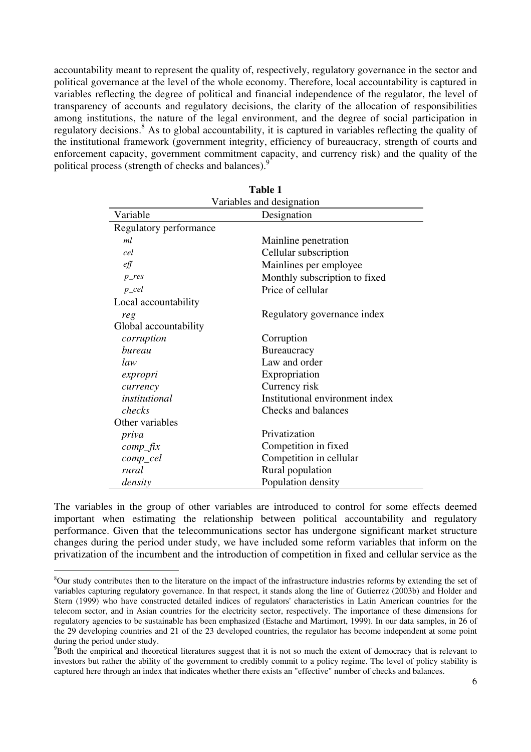accountability meant to represent the quality of, respectively, regulatory governance in the sector and political governance at the level of the whole economy. Therefore, local accountability is captured in variables reflecting the degree of political and financial independence of the regulator, the level of transparency of accounts and regulatory decisions, the clarity of the allocation of responsibilities among institutions, the nature of the legal environment, and the degree of social participation in regulatory decisions.[8] As to global accountability, it is captured in variables reflecting the quality of the institutional framework (government integrity, efficiency of bureaucracy, strength of courts and enforcement capacity, government commitment capacity, and currency risk) and the quality of the political process (strength of checks and balances).[9]

**Table 1**
Variables and designation

| Variable | Designation |
|---|---|
| Regulatory performance | |
| *ml* | Mainline penetration |
| *cel* | Cellular subscription |
| *eff* | Mainlines per employee |
| *p_res* | Monthly subscription to fixed |
| *p_cel* | Price of cellular |
| Local accountability | |
| *reg* | Regulatory governance index |
| Global accountability | |
| *corruption* | Corruption |
| *bureau* | Bureaucracy |
| *law* | Law and order |
| *expropri* | Expropriation |
| *currency* | Currency risk |
| *institutional* | Institutional environment index |
| *checks* | Checks and balances |
| Other variables | |
| *priva* | Privatization |
| *comp_fix* | Competition in fixed |
| *comp_cel* | Competition in cellular |
| *rural* | Rural population |
| *density* | Population density |

The variables in the group of other variables are introduced to control for some effects deemed important when estimating the relationship between political accountability and regulatory performance. Given that the telecommunications sector has undergone significant market structure changes during the period under study, we have included some reform variables that inform on the privatization of the incumbent and the introduction of competition in fixed and cellular service as the

[8] Our study contributes then to the literature on the impact of the infrastructure industries reforms by extending the set of variables capturing regulatory governance. In that respect, it stands along the line of Gutierrez (2003b) and Holder and Stern (1999) who have constructed detailed indices of regulators' characteristics in Latin American countries for the telecom sector, and in Asian countries for the electricity sector, respectively. The importance of these dimensions for regulatory agencies to be sustainable has been emphasized (Estache and Martimort, 1999). In our data samples, in 26 of the 29 developing countries and 21 of the 23 developed countries, the regulator has become independent at some point during the period under study.

[9] Both the empirical and theoretical literatures suggest that it is not so much the extent of democracy that is relevant to investors but rather the ability of the government to credibly commit to a policy regime. The level of policy stability is captured here through an index that indicates whether there exists an "effective" number of checks and balances.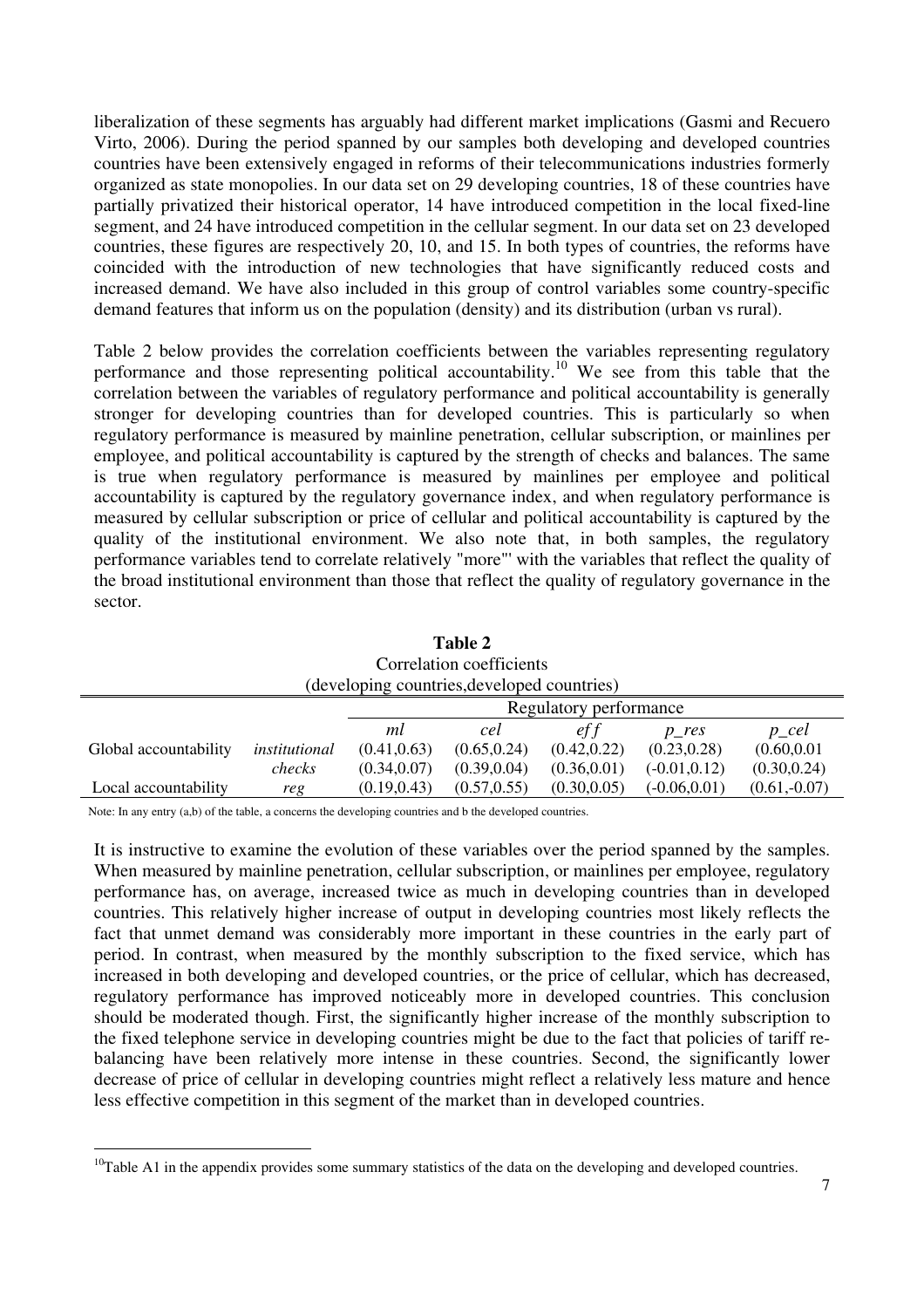liberalization of these segments has arguably had different market implications (Gasmi and Recuero Virto, 2006). During the period spanned by our samples both developing and developed countries countries have been extensively engaged in reforms of their telecommunications industries formerly organized as state monopolies. In our data set on 29 developing countries, 18 of these countries have partially privatized their historical operator, 14 have introduced competition in the local fixed-line segment, and 24 have introduced competition in the cellular segment. In our data set on 23 developed countries, these figures are respectively 20, 10, and 15. In both types of countries, the reforms have coincided with the introduction of new technologies that have significantly reduced costs and increased demand. We have also included in this group of control variables some country-specific demand features that inform us on the population (density) and its distribution (urban vs rural).

Table 2 below provides the correlation coefficients between the variables representing regulatory performance and those representing political accountability.[10] We see from this table that the correlation between the variables of regulatory performance and political accountability is generally stronger for developing countries than for developed countries. This is particularly so when regulatory performance is measured by mainline penetration, cellular subscription, or mainlines per employee, and political accountability is captured by the strength of checks and balances. The same is true when regulatory performance is measured by mainlines per employee and political accountability is captured by the regulatory governance index, and when regulatory performance is measured by cellular subscription or price of cellular and political accountability is captured by the quality of the institutional environment. We also note that, in both samples, the regulatory performance variables tend to correlate relatively "more"' with the variables that reflect the quality of the broad institutional environment than those that reflect the quality of regulatory governance in the sector.

**Table 2**
Correlation coefficients
(developing countries,developed countries)

| | | Regulatory performance | | | | |
|---|---|---|---|---|---|---|
| | | *ml* | *cel* | *eff* | *p_res* | *p_cel* |
| Global accountability | *institutional* | (0.41,0.63) | (0.65,0.24) | (0.42,0.22) | (0.23,0.28) | (0.60,0.01 |
| | *checks* | (0.34,0.07) | (0.39,0.04) | (0.36,0.01) | (-0.01,0.12) | (0.30,0.24) |
| Local accountability | *reg* | (0.19,0.43) | (0.57,0.55) | (0.30,0.05) | (-0.06,0.01) | (0.61,-0.07) |

Note: In any entry (a,b) of the table, a concerns the developing countries and b the developed countries.

It is instructive to examine the evolution of these variables over the period spanned by the samples. When measured by mainline penetration, cellular subscription, or mainlines per employee, regulatory performance has, on average, increased twice as much in developing countries than in developed countries. This relatively higher increase of output in developing countries most likely reflects the fact that unmet demand was considerably more important in these countries in the early part of period. In contrast, when measured by the monthly subscription to the fixed service, which has increased in both developing and developed countries, or the price of cellular, which has decreased, regulatory performance has improved noticeably more in developed countries. This conclusion should be moderated though. First, the significantly higher increase of the monthly subscription to the fixed telephone service in developing countries might be due to the fact that policies of tariff re-balancing have been relatively more intense in these countries. Second, the significantly lower decrease of price of cellular in developing countries might reflect a relatively less mature and hence less effective competition in this segment of the market than in developed countries.

[10] Table A1 in the appendix provides some summary statistics of the data on the developing and developed countries.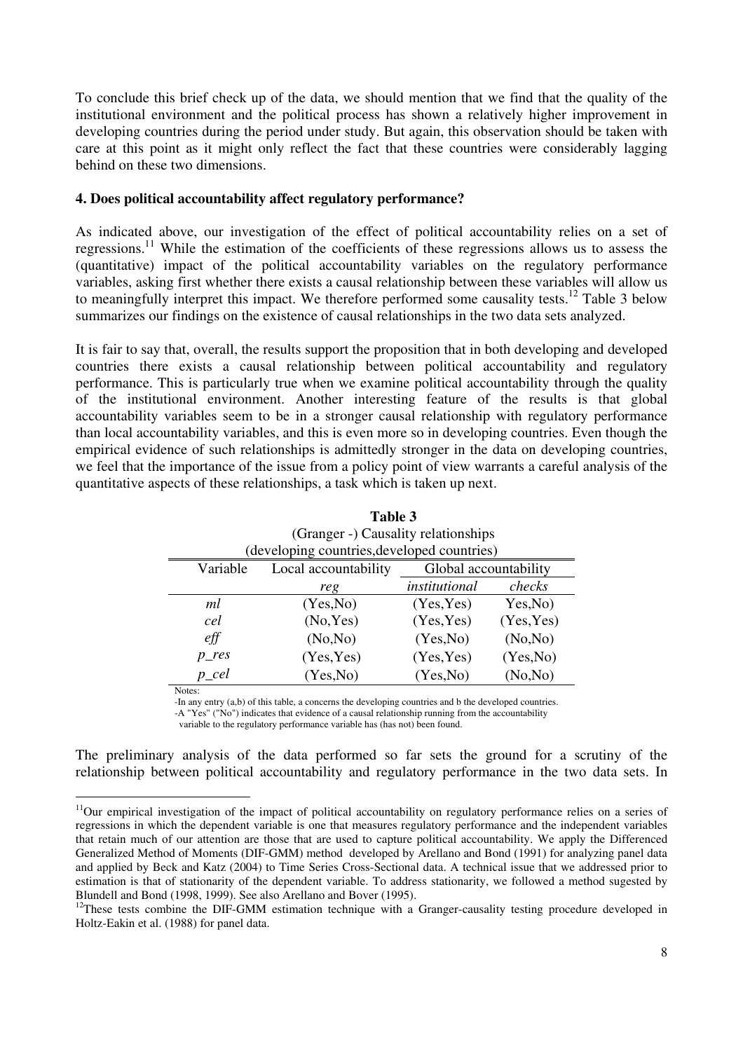To conclude this brief check up of the data, we should mention that we find that the quality of the institutional environment and the political process has shown a relatively higher improvement in developing countries during the period under study. But again, this observation should be taken with care at this point as it might only reflect the fact that these countries were considerably lagging behind on these two dimensions.

**4. Does political accountability affect regulatory performance?**

As indicated above, our investigation of the effect of political accountability relies on a set of regressions.[11] While the estimation of the coefficients of these regressions allows us to assess the (quantitative) impact of the political accountability variables on the regulatory performance variables, asking first whether there exists a causal relationship between these variables will allow us to meaningfully interpret this impact. We therefore performed some causality tests.[12] Table 3 below summarizes our findings on the existence of causal relationships in the two data sets analyzed.

It is fair to say that, overall, the results support the proposition that in both developing and developed countries there exists a causal relationship between political accountability and regulatory performance. This is particularly true when we examine political accountability through the quality of the institutional environment. Another interesting feature of the results is that global accountability variables seem to be in a stronger causal relationship with regulatory performance than local accountability variables, and this is even more so in developing countries. Even though the empirical evidence of such relationships is admittedly stronger in the data on developing countries, we feel that the importance of the issue from a policy point of view warrants a careful analysis of the quantitative aspects of these relationships, a task which is taken up next.

**Table 3**
(Granger -) Causality relationships
(developing countries,developed countries)

| Variable | Local accountability | Global accountability | |
|---|---|---|---|
| | *reg* | *institutional* | *checks* |
| *ml* | (Yes,No) | (Yes,Yes) | Yes,No) |
| *cel* | (No,Yes) | (Yes,Yes) | (Yes,Yes) |
| *eff* | (No,No) | (Yes,No) | (No,No) |
| *p_res* | (Yes,Yes) | (Yes,Yes) | (Yes,No) |
| *p_cel* | (Yes,No) | (Yes,No) | (No,No) |

Notes:
-In any entry (a,b) of this table, a concerns the developing countries and b the developed countries.
-A "Yes" ("No") indicates that evidence of a causal relationship running from the accountability variable to the regulatory performance variable has (has not) been found.

The preliminary analysis of the data performed so far sets the ground for a scrutiny of the relationship between political accountability and regulatory performance in the two data sets. In

[11]Our empirical investigation of the impact of political accountability on regulatory performance relies on a series of regressions in which the dependent variable is one that measures regulatory performance and the independent variables that retain much of our attention are those that are used to capture political accountability. We apply the Differenced Generalized Method of Moments (DIF-GMM) method developed by Arellano and Bond (1991) for analyzing panel data and applied by Beck and Katz (2004) to Time Series Cross-Sectional data. A technical issue that we addressed prior to estimation is that of stationarity of the dependent variable. To address stationarity, we followed a method sugested by Blundell and Bond (1998, 1999). See also Arellano and Bover (1995).

[12]These tests combine the DIF-GMM estimation technique with a Granger-causality testing procedure developed in Holtz-Eakin et al. (1988) for panel data.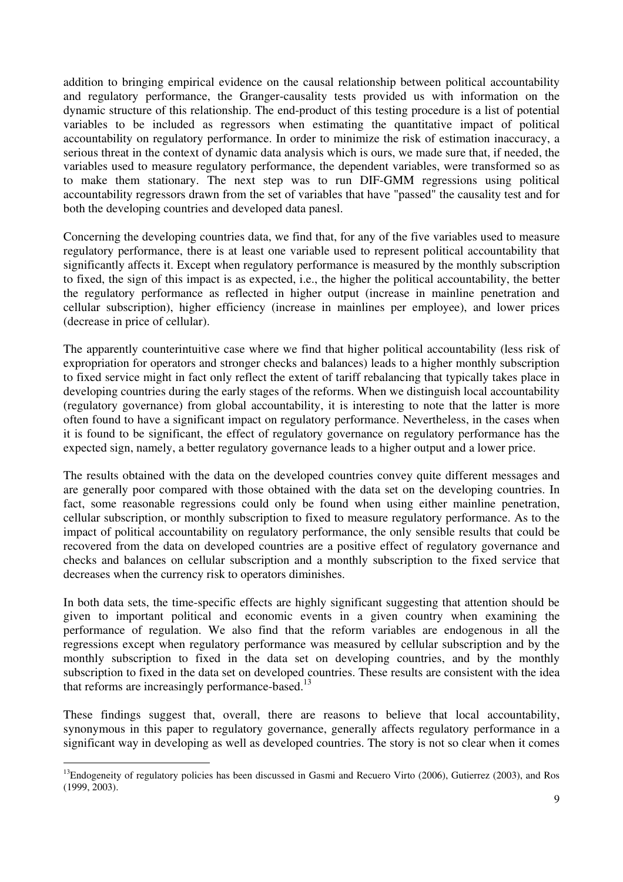addition to bringing empirical evidence on the causal relationship between political accountability and regulatory performance, the Granger-causality tests provided us with information on the dynamic structure of this relationship. The end-product of this testing procedure is a list of potential variables to be included as regressors when estimating the quantitative impact of political accountability on regulatory performance. In order to minimize the risk of estimation inaccuracy, a serious threat in the context of dynamic data analysis which is ours, we made sure that, if needed, the variables used to measure regulatory performance, the dependent variables, were transformed so as to make them stationary. The next step was to run DIF-GMM regressions using political accountability regressors drawn from the set of variables that have "passed" the causality test and for both the developing countries and developed data panesl.

Concerning the developing countries data, we find that, for any of the five variables used to measure regulatory performance, there is at least one variable used to represent political accountability that significantly affects it. Except when regulatory performance is measured by the monthly subscription to fixed, the sign of this impact is as expected, i.e., the higher the political accountability, the better the regulatory performance as reflected in higher output (increase in mainline penetration and cellular subscription), higher efficiency (increase in mainlines per employee), and lower prices (decrease in price of cellular).

The apparently counterintuitive case where we find that higher political accountability (less risk of expropriation for operators and stronger checks and balances) leads to a higher monthly subscription to fixed service might in fact only reflect the extent of tariff rebalancing that typically takes place in developing countries during the early stages of the reforms. When we distinguish local accountability (regulatory governance) from global accountability, it is interesting to note that the latter is more often found to have a significant impact on regulatory performance. Nevertheless, in the cases when it is found to be significant, the effect of regulatory governance on regulatory performance has the expected sign, namely, a better regulatory governance leads to a higher output and a lower price.

The results obtained with the data on the developed countries convey quite different messages and are generally poor compared with those obtained with the data set on the developing countries. In fact, some reasonable regressions could only be found when using either mainline penetration, cellular subscription, or monthly subscription to fixed to measure regulatory performance. As to the impact of political accountability on regulatory performance, the only sensible results that could be recovered from the data on developed countries are a positive effect of regulatory governance and checks and balances on cellular subscription and a monthly subscription to the fixed service that decreases when the currency risk to operators diminishes.

In both data sets, the time-specific effects are highly significant suggesting that attention should be given to important political and economic events in a given country when examining the performance of regulation. We also find that the reform variables are endogenous in all the regressions except when regulatory performance was measured by cellular subscription and by the monthly subscription to fixed in the data set on developing countries, and by the monthly subscription to fixed in the data set on developed countries. These results are consistent with the idea that reforms are increasingly performance-based.[13]

These findings suggest that, overall, there are reasons to believe that local accountability, synonymous in this paper to regulatory governance, generally affects regulatory performance in a significant way in developing as well as developed countries. The story is not so clear when it comes

---

[13] Endogeneity of regulatory policies has been discussed in Gasmi and Recuero Virto (2006), Gutierrez (2003), and Ros (1999, 2003).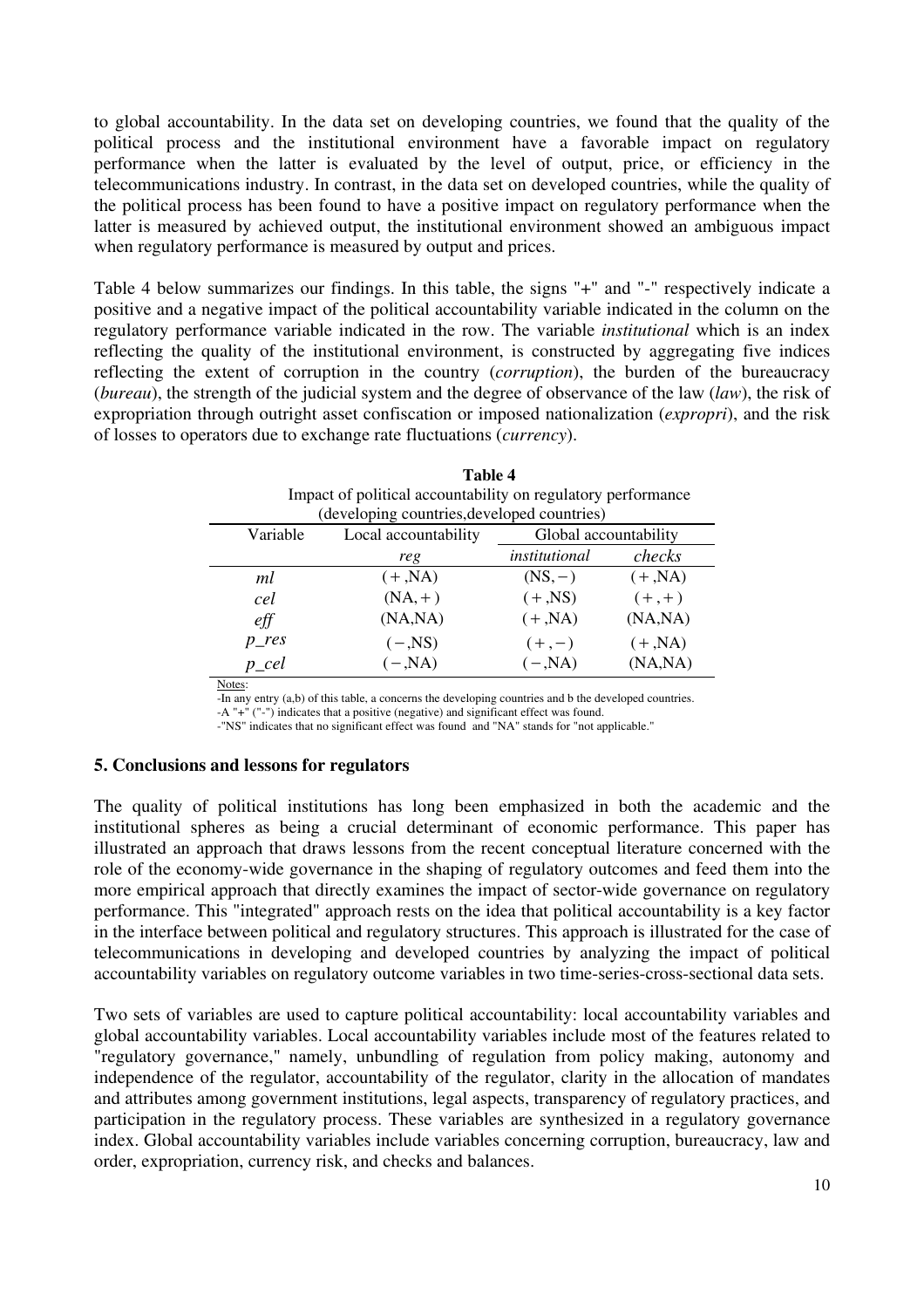to global accountability. In the data set on developing countries, we found that the quality of the political process and the institutional environment have a favorable impact on regulatory performance when the latter is evaluated by the level of output, price, or efficiency in the telecommunications industry. In contrast, in the data set on developed countries, while the quality of the political process has been found to have a positive impact on regulatory performance when the latter is measured by achieved output, the institutional environment showed an ambiguous impact when regulatory performance is measured by output and prices.

Table 4 below summarizes our findings. In this table, the signs "+" and "-" respectively indicate a positive and a negative impact of the political accountability variable indicated in the column on the regulatory performance variable indicated in the row. The variable *institutional* which is an index reflecting the quality of the institutional environment, is constructed by aggregating five indices reflecting the extent of corruption in the country (*corruption*), the burden of the bureaucracy (*bureau*), the strength of the judicial system and the degree of observance of the law (*law*), the risk of expropriation through outright asset confiscation or imposed nationalization (*expropri*), and the risk of losses to operators due to exchange rate fluctuations (*currency*).

**Table 4**

Impact of political accountability on regulatory performance (developing countries,developed countries)

| Variable | Local accountability | Global accountability | |
|---|---|---|---|
| | *reg* | *institutional* | *checks* |
| *ml* | (+,NA) | (NS,−) | (+,NA) |
| *cel* | (NA,+) | (+,NS) | (+,+) |
| *eff* | (NA,NA) | (+,NA) | (NA,NA) |
| *p_res* | (−,NS) | (+,−) | (+,NA) |
| *p_cel* | (−,NA) | (−,NA) | (NA,NA) |

Notes:
-In any entry (a,b) of this table, a concerns the developing countries and b the developed countries.
-A "+" ("-") indicates that a positive (negative) and significant effect was found.
-"NS" indicates that no significant effect was found and "NA" stands for "not applicable."

## 5. Conclusions and lessons for regulators

The quality of political institutions has long been emphasized in both the academic and the institutional spheres as being a crucial determinant of economic performance. This paper has illustrated an approach that draws lessons from the recent conceptual literature concerned with the role of the economy-wide governance in the shaping of regulatory outcomes and feed them into the more empirical approach that directly examines the impact of sector-wide governance on regulatory performance. This "integrated" approach rests on the idea that political accountability is a key factor in the interface between political and regulatory structures. This approach is illustrated for the case of telecommunications in developing and developed countries by analyzing the impact of political accountability variables on regulatory outcome variables in two time-series-cross-sectional data sets.

Two sets of variables are used to capture political accountability: local accountability variables and global accountability variables. Local accountability variables include most of the features related to "regulatory governance," namely, unbundling of regulation from policy making, autonomy and independence of the regulator, accountability of the regulator, clarity in the allocation of mandates and attributes among government institutions, legal aspects, transparency of regulatory practices, and participation in the regulatory process. These variables are synthesized in a regulatory governance index. Global accountability variables include variables concerning corruption, bureaucracy, law and order, expropriation, currency risk, and checks and balances.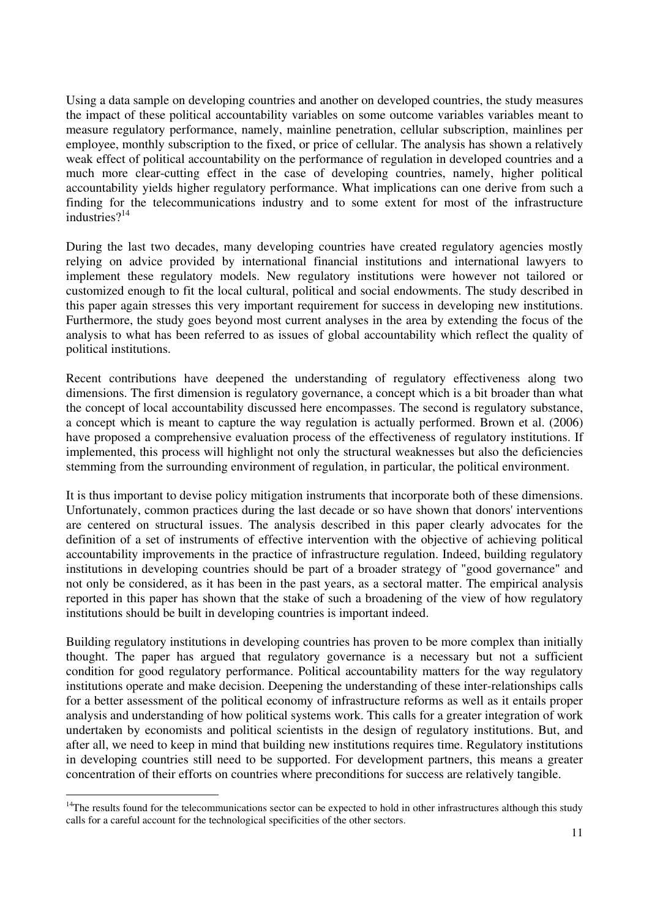Using a data sample on developing countries and another on developed countries, the study measures the impact of these political accountability variables on some outcome variables variables meant to measure regulatory performance, namely, mainline penetration, cellular subscription, mainlines per employee, monthly subscription to the fixed, or price of cellular. The analysis has shown a relatively weak effect of political accountability on the performance of regulation in developed countries and a much more clear-cutting effect in the case of developing countries, namely, higher political accountability yields higher regulatory performance. What implications can one derive from such a finding for the telecommunications industry and to some extent for most of the infrastructure industries?[14]

During the last two decades, many developing countries have created regulatory agencies mostly relying on advice provided by international financial institutions and international lawyers to implement these regulatory models. New regulatory institutions were however not tailored or customized enough to fit the local cultural, political and social endowments. The study described in this paper again stresses this very important requirement for success in developing new institutions. Furthermore, the study goes beyond most current analyses in the area by extending the focus of the analysis to what has been referred to as issues of global accountability which reflect the quality of political institutions.

Recent contributions have deepened the understanding of regulatory effectiveness along two dimensions. The first dimension is regulatory governance, a concept which is a bit broader than what the concept of local accountability discussed here encompasses. The second is regulatory substance, a concept which is meant to capture the way regulation is actually performed. Brown et al. (2006) have proposed a comprehensive evaluation process of the effectiveness of regulatory institutions. If implemented, this process will highlight not only the structural weaknesses but also the deficiencies stemming from the surrounding environment of regulation, in particular, the political environment.

It is thus important to devise policy mitigation instruments that incorporate both of these dimensions. Unfortunately, common practices during the last decade or so have shown that donors' interventions are centered on structural issues. The analysis described in this paper clearly advocates for the definition of a set of instruments of effective intervention with the objective of achieving political accountability improvements in the practice of infrastructure regulation. Indeed, building regulatory institutions in developing countries should be part of a broader strategy of "good governance" and not only be considered, as it has been in the past years, as a sectoral matter. The empirical analysis reported in this paper has shown that the stake of such a broadening of the view of how regulatory institutions should be built in developing countries is important indeed.

Building regulatory institutions in developing countries has proven to be more complex than initially thought. The paper has argued that regulatory governance is a necessary but not a sufficient condition for good regulatory performance. Political accountability matters for the way regulatory institutions operate and make decision. Deepening the understanding of these inter-relationships calls for a better assessment of the political economy of infrastructure reforms as well as it entails proper analysis and understanding of how political systems work. This calls for a greater integration of work undertaken by economists and political scientists in the design of regulatory institutions. But, and after all, we need to keep in mind that building new institutions requires time. Regulatory institutions in developing countries still need to be supported. For development partners, this means a greater concentration of their efforts on countries where preconditions for success are relatively tangible.

[14]The results found for the telecommunications sector can be expected to hold in other infrastructures although this study calls for a careful account for the technological specificities of the other sectors.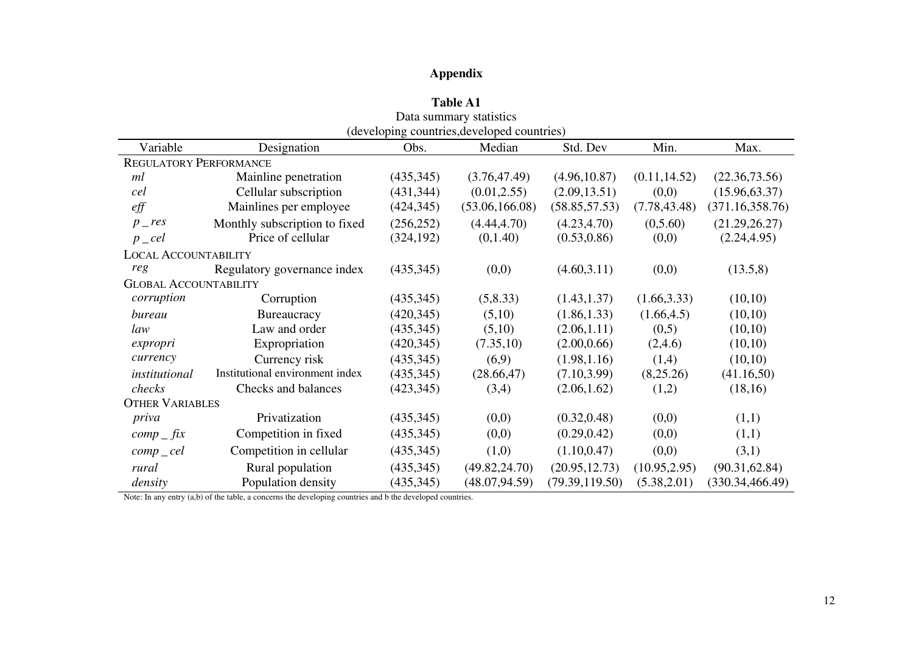# Appendix

**Table A1**
Data summary statistics
(developing countries,developed countries)

| Variable | Designation | Obs. | Median | Std. Dev | Min. | Max. |
|---|---|---|---|---|---|---|
| REGULATORY PERFORMANCE | | | | | | |
| *ml* | Mainline penetration | (435,345) | (3.76,47.49) | (4.96,10.87) | (0.11,14.52) | (22.36,73.56) |
| *cel* | Cellular subscription | (431,344) | (0.01,2.55) | (2.09,13.51) | (0,0) | (15.96,63.37) |
| *eff* | Mainlines per employee | (424,345) | (53.06,166.08) | (58.85,57.53) | (7.78,43.48) | (371.16,358.76) |
| $p\_res$ | Monthly subscription to fixed | (256,252) | (4.44,4.70) | (4.23,4.70) | (0,5.60) | (21.29,26.27) |
| $p\_cel$ | Price of cellular | (324,192) | (0,1.40) | (0.53,0.86) | (0,0) | (2.24,4.95) |
| LOCAL ACCOUNTABILITY | | | | | | |
| *reg* | Regulatory governance index | (435,345) | (0,0) | (4.60,3.11) | (0,0) | (13.5,8) |
| GLOBAL ACCOUNTABILITY | | | | | | |
| *corruption* | Corruption | (435,345) | (5,8.33) | (1.43,1.37) | (1.66,3.33) | (10,10) |
| *bureau* | Bureaucracy | (420,345) | (5,10) | (1.86,1.33) | (1.66,4.5) | (10,10) |
| *law* | Law and order | (435,345) | (5,10) | (2.06,1.11) | (0,5) | (10,10) |
| *expropri* | Expropriation | (420,345) | (7.35,10) | (2.00,0.66) | (2,4.6) | (10,10) |
| *currency* | Currency risk | (435,345) | (6,9) | (1.98,1.16) | (1,4) | (10,10) |
| *institutional* | Institutional environment index | (435,345) | (28.66,47) | (7.10,3.99) | (8,25.26) | (41.16,50) |
| *checks* | Checks and balances | (423,345) | (3,4) | (2.06,1.62) | (1,2) | (18,16) |
| OTHER VARIABLES | | | | | | |
| *priva* | Privatization | (435,345) | (0,0) | (0.32,0.48) | (0,0) | (1,1) |
| $comp\_fix$ | Competition in fixed | (435,345) | (0,0) | (0.29,0.42) | (0,0) | (1,1) |
| $comp\_cel$ | Competition in cellular | (435,345) | (1,0) | (1.10,0.47) | (0,0) | (3,1) |
| *rural* | Rural population | (435,345) | (49.82,24.70) | (20.95,12.73) | (10.95,2.95) | (90.31,62.84) |
| *density* | Population density | (435,345) | (48.07,94.59) | (79.39,119.50) | (5.38,2.01) | (330.34,466.49) |

Note: In any entry (a,b) of the table, a concerns the developing countries and b the developed countries.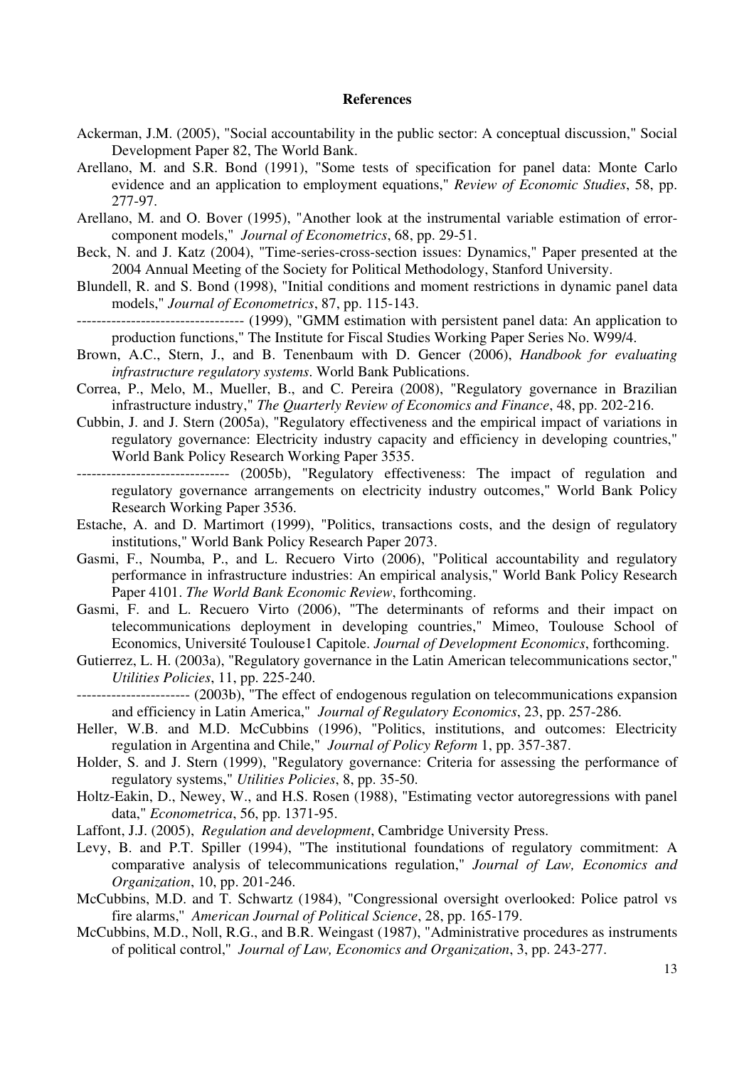**References**

Ackerman, J.M. (2005), "Social accountability in the public sector: A conceptual discussion," Social Development Paper 82, The World Bank.

Arellano, M. and S.R. Bond (1991), "Some tests of specification for panel data: Monte Carlo evidence and an application to employment equations," *Review of Economic Studies*, 58, pp. 277-97.

Arellano, M. and O. Bover (1995), "Another look at the instrumental variable estimation of error-component models," *Journal of Econometrics*, 68, pp. 29-51.

Beck, N. and J. Katz (2004), "Time-series-cross-section issues: Dynamics," Paper presented at the 2004 Annual Meeting of the Society for Political Methodology, Stanford University.

Blundell, R. and S. Bond (1998), "Initial conditions and moment restrictions in dynamic panel data models," *Journal of Econometrics*, 87, pp. 115-143.

---------------------------------- (1999), "GMM estimation with persistent panel data: An application to production functions," The Institute for Fiscal Studies Working Paper Series No. W99/4.

Brown, A.C., Stern, J., and B. Tenenbaum with D. Gencer (2006), *Handbook for evaluating infrastructure regulatory systems*. World Bank Publications.

Correa, P., Melo, M., Mueller, B., and C. Pereira (2008), "Regulatory governance in Brazilian infrastructure industry," *The Quarterly Review of Economics and Finance*, 48, pp. 202-216.

Cubbin, J. and J. Stern (2005a), "Regulatory effectiveness and the empirical impact of variations in regulatory governance: Electricity industry capacity and efficiency in developing countries," World Bank Policy Research Working Paper 3535.

------------------------------- (2005b), "Regulatory effectiveness: The impact of regulation and regulatory governance arrangements on electricity industry outcomes," World Bank Policy Research Working Paper 3536.

Estache, A. and D. Martimort (1999), "Politics, transactions costs, and the design of regulatory institutions," World Bank Policy Research Paper 2073.

Gasmi, F., Noumba, P., and L. Recuero Virto (2006), "Political accountability and regulatory performance in infrastructure industries: An empirical analysis," World Bank Policy Research Paper 4101. *The World Bank Economic Review*, forthcoming.

Gasmi, F. and L. Recuero Virto (2006), "The determinants of reforms and their impact on telecommunications deployment in developing countries," Mimeo, Toulouse School of Economics, Université Toulouse1 Capitole. *Journal of Development Economics*, forthcoming.

Gutierrez, L. H. (2003a), "Regulatory governance in the Latin American telecommunications sector," *Utilities Policies*, 11, pp. 225-240.

----------------------- (2003b), "The effect of endogenous regulation on telecommunications expansion and efficiency in Latin America," *Journal of Regulatory Economics*, 23, pp. 257-286.

Heller, W.B. and M.D. McCubbins (1996), "Politics, institutions, and outcomes: Electricity regulation in Argentina and Chile," *Journal of Policy Reform* 1, pp. 357-387.

Holder, S. and J. Stern (1999), "Regulatory governance: Criteria for assessing the performance of regulatory systems," *Utilities Policies*, 8, pp. 35-50.

Holtz-Eakin, D., Newey, W., and H.S. Rosen (1988), "Estimating vector autoregressions with panel data," *Econometrica*, 56, pp. 1371-95.

Laffont, J.J. (2005), *Regulation and development*, Cambridge University Press.

Levy, B. and P.T. Spiller (1994), "The institutional foundations of regulatory commitment: A comparative analysis of telecommunications regulation," *Journal of Law, Economics and Organization*, 10, pp. 201-246.

McCubbins, M.D. and T. Schwartz (1984), "Congressional oversight overlooked: Police patrol vs fire alarms," *American Journal of Political Science*, 28, pp. 165-179.

McCubbins, M.D., Noll, R.G., and B.R. Weingast (1987), "Administrative procedures as instruments of political control," *Journal of Law, Economics and Organization*, 3, pp. 243-277.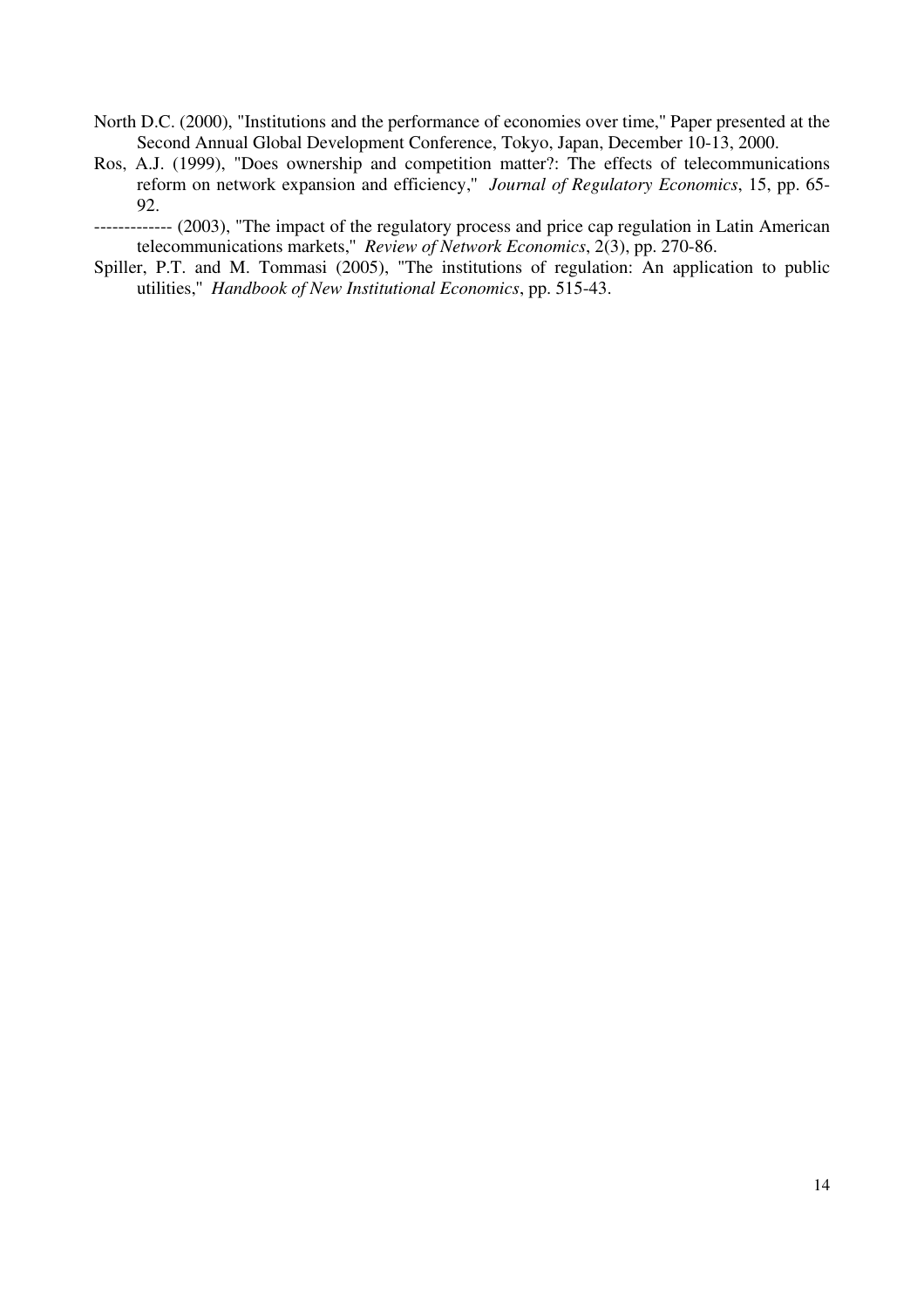North D.C. (2000), "Institutions and the performance of economies over time," Paper presented at the Second Annual Global Development Conference, Tokyo, Japan, December 10-13, 2000.

Ros, A.J. (1999), "Does ownership and competition matter?: The effects of telecommunications reform on network expansion and efficiency," *Journal of Regulatory Economics*, 15, pp. 65-92.

------------- (2003), "The impact of the regulatory process and price cap regulation in Latin American telecommunications markets," *Review of Network Economics*, 2(3), pp. 270-86.

Spiller, P.T. and M. Tommasi (2005), "The institutions of regulation: An application to public utilities," *Handbook of New Institutional Economics*, pp. 515-43.